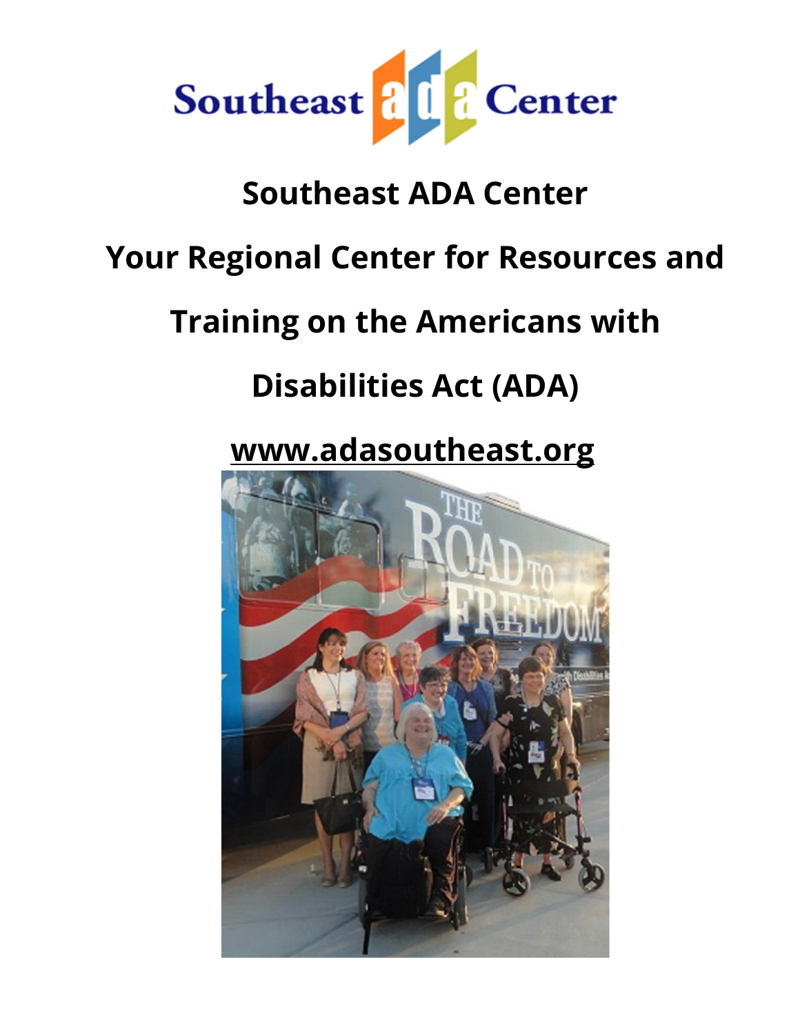# Southeast ADA Center

## Your Regional Center for Resources and Training on the Americans with Disabilities Act (ADA)

**www.adasoutheast.org**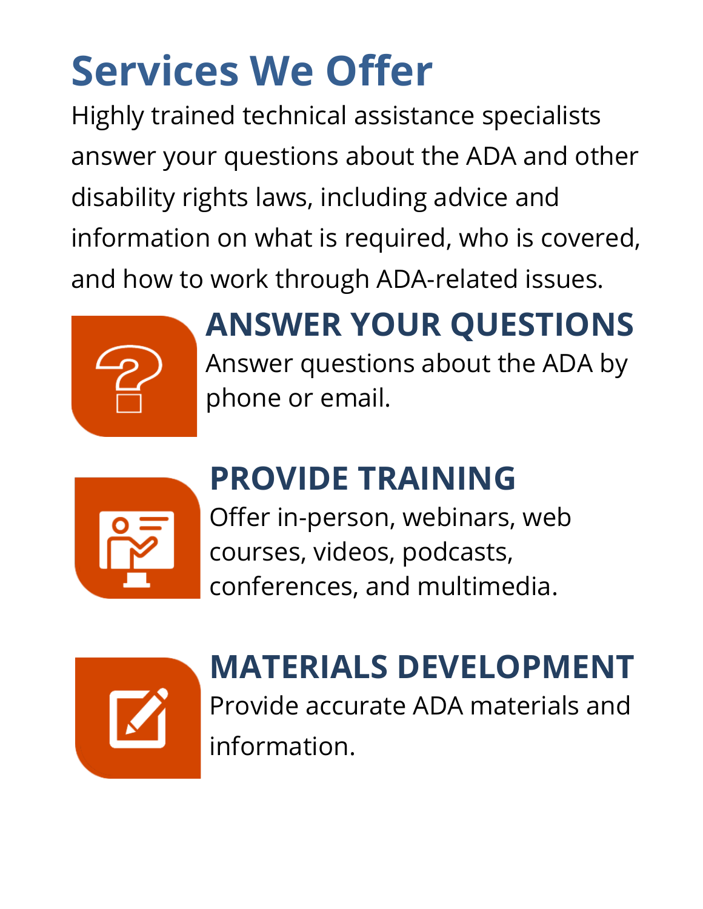# Services We Offer

Highly trained technical assistance specialists answer your questions about the ADA and other disability rights laws, including advice and information on what is required, who is covered, and how to work through ADA-related issues.

## ANSWER YOUR QUESTIONS

Answer questions about the ADA by phone or email.

## PROVIDE TRAINING

Offer in-person, webinars, web courses, videos, podcasts, conferences, and multimedia.

## MATERIALS DEVELOPMENT

Provide accurate ADA materials and information.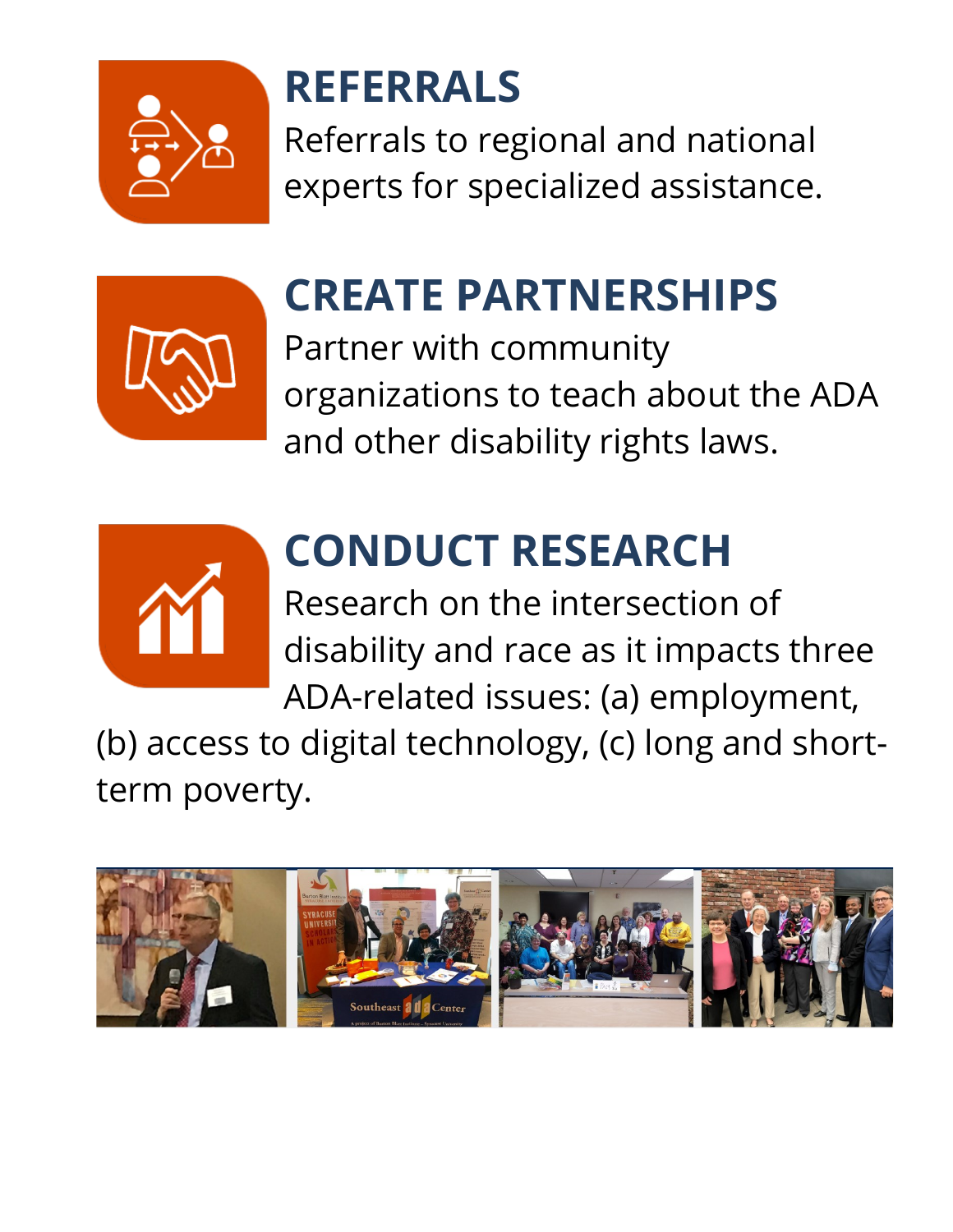## REFERRALS

Referrals to regional and national experts for specialized assistance.

## CREATE PARTNERSHIPS

Partner with community organizations to teach about the ADA and other disability rights laws.

## CONDUCT RESEARCH

Research on the intersection of disability and race as it impacts three ADA-related issues: (a) employment, (b) access to digital technology, (c) long and short-term poverty.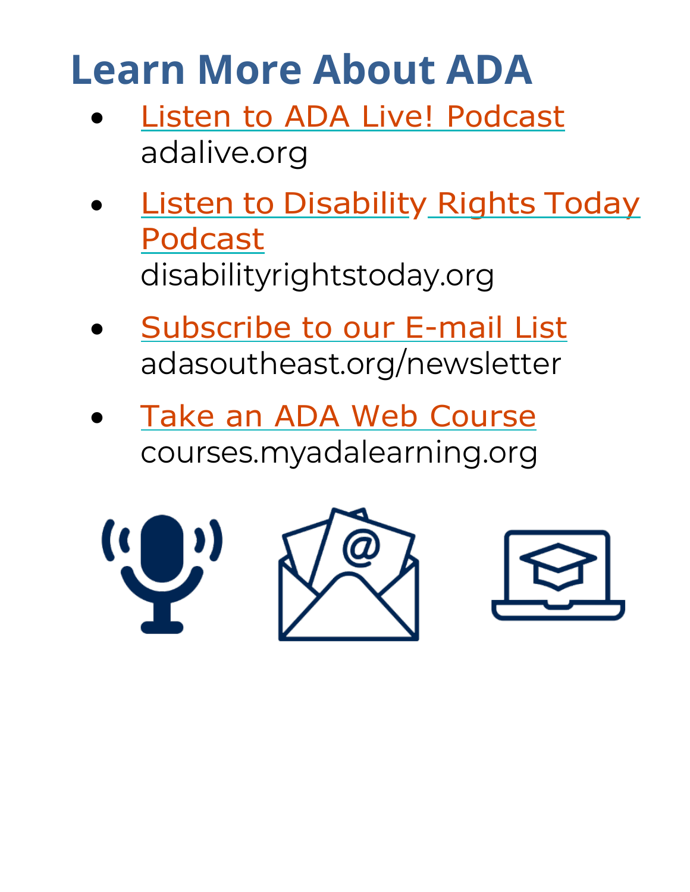# Learn More About ADA

- Listen to ADA Live! Podcast
  adalive.org
- Listen to Disability Rights Today Podcast
  disabilityrightstoday.org
- Subscribe to our E-mail List
  adasoutheast.org/newsletter
- Take an ADA Web Course
  courses.myadalearning.org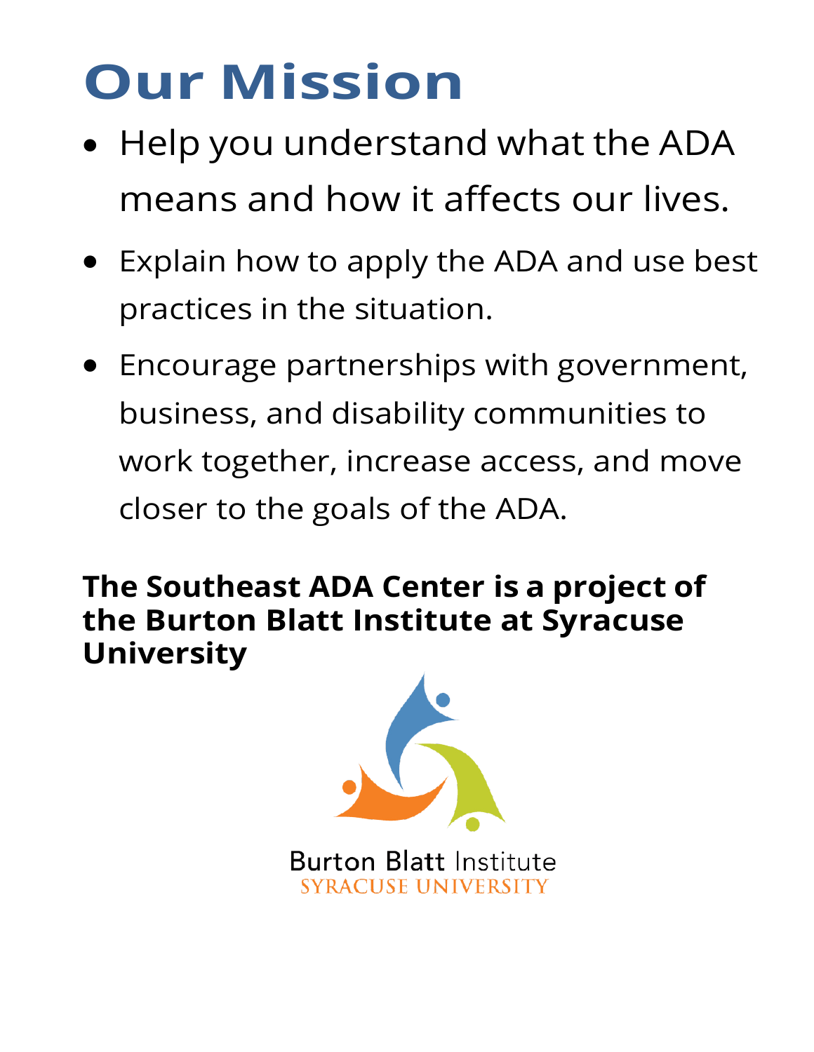# Our Mission

- Help you understand what the ADA means and how it affects our lives.
- Explain how to apply the ADA and use best practices in the situation.
- Encourage partnerships with government, business, and disability communities to work together, increase access, and move closer to the goals of the ADA.

**The Southeast ADA Center is a project of the Burton Blatt Institute at Syracuse University**

Burton Blatt Institute
SYRACUSE UNIVERSITY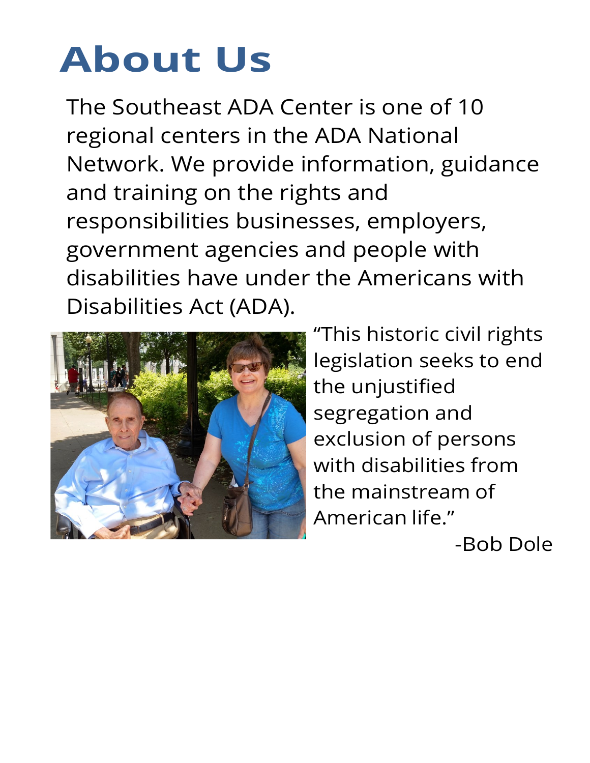# About Us

The Southeast ADA Center is one of 10 regional centers in the ADA National Network. We provide information, guidance and training on the rights and responsibilities businesses, employers, government agencies and people with disabilities have under the Americans with Disabilities Act (ADA).

"This historic civil rights legislation seeks to end the unjustified segregation and exclusion of persons with disabilities from the mainstream of American life."

-Bob Dole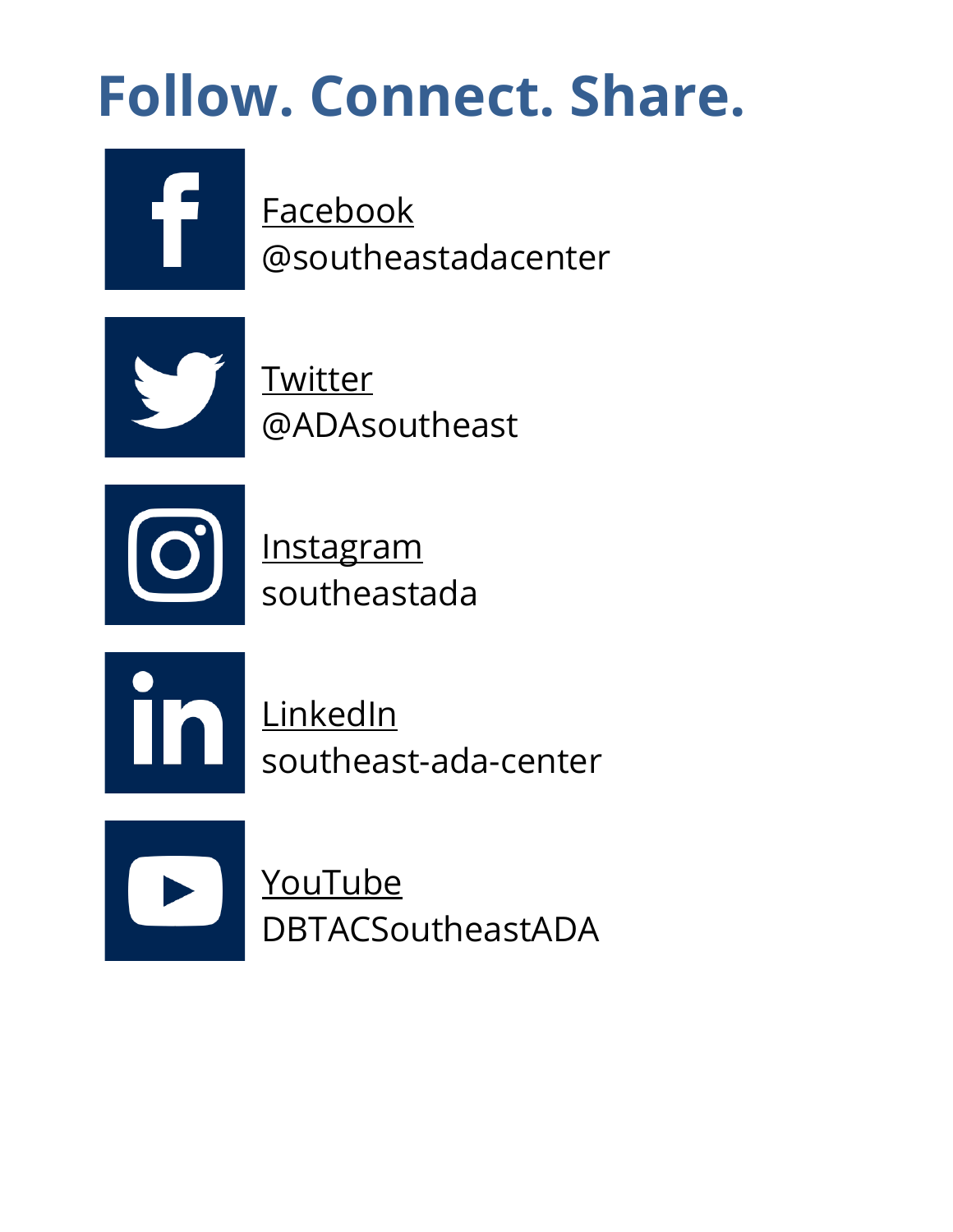# Follow. Connect. Share.

Facebook
@southeastadacenter

Twitter
@ADAsoutheast

Instagram
southeastada

LinkedIn
southeast-ada-center

YouTube
DBTACSoutheastADA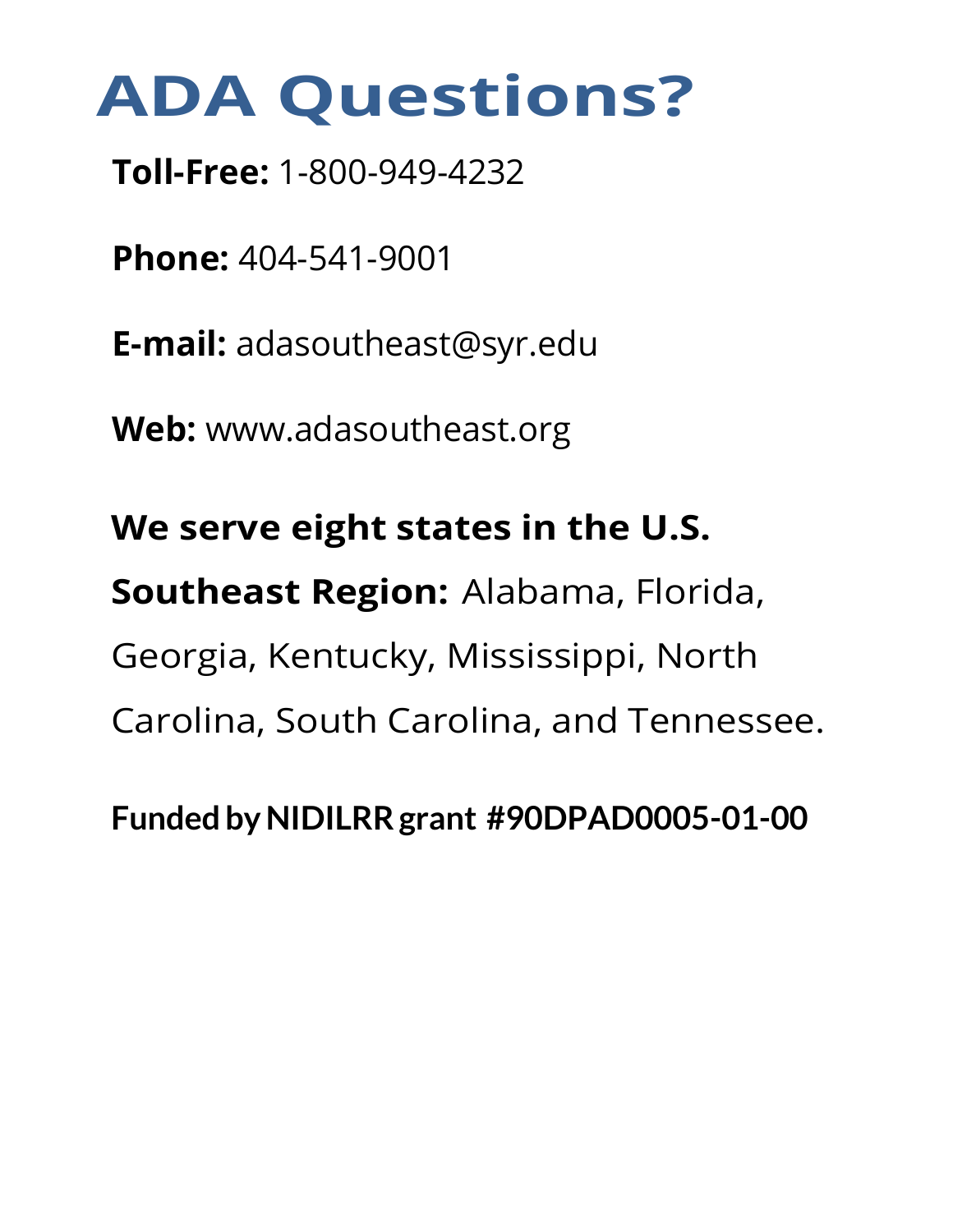# ADA Questions?

**Toll-Free:** 1-800-949-4232

**Phone:** 404-541-9001

**E-mail:** adasoutheast@syr.edu

**Web:** www.adasoutheast.org

**We serve eight states in the U.S. Southeast Region:** Alabama, Florida, Georgia, Kentucky, Mississippi, North Carolina, South Carolina, and Tennessee.

**Funded by NIDILRR grant #90DPAD0005-01-00**